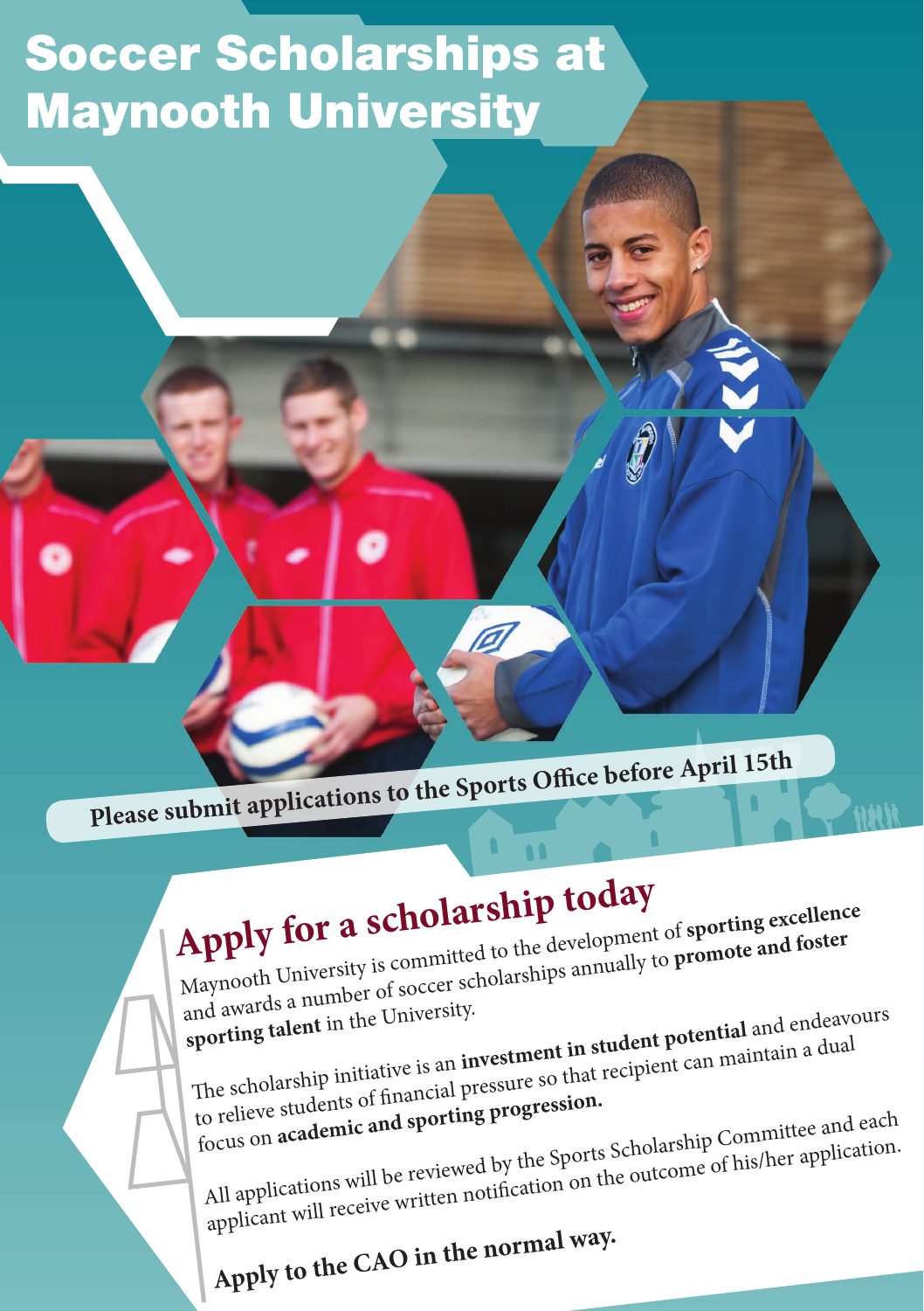# Soccer Scholarships at Maynooth University

**Please submit applications to the Sports Office before April 15th**

## Apply for a scholarship today

Maynooth University is committed to the development of **sporting excellence** and awards a number of soccer scholarships annually to **promote and foster sporting talent** in the University.

The scholarship initiative is an **investment in student potential** and endeavours to relieve students of financial pressure so that recipient can maintain a dual focus on **academic and sporting progression.**

All applications will be reviewed by the Sports Scholarship Committee and each applicant will receive written notification on the outcome of his/her application.

**Apply to the CAO in the normal way.**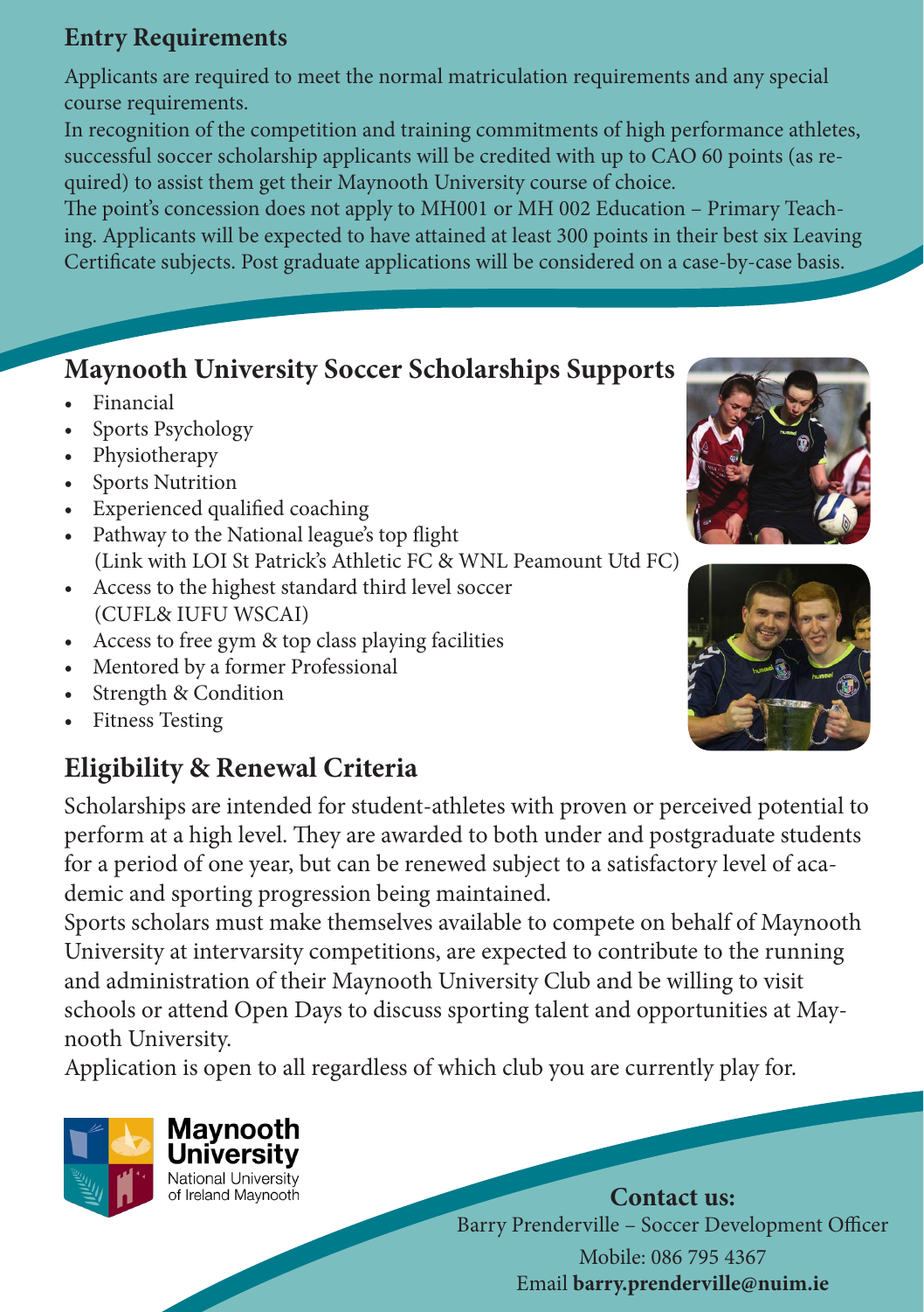## Entry Requirements

Applicants are required to meet the normal matriculation requirements and any special course requirements.

In recognition of the competition and training commitments of high performance athletes, successful soccer scholarship applicants will be credited with up to CAO 60 points (as required) to assist them get their Maynooth University course of choice.

The point's concession does not apply to MH001 or MH 002 Education – Primary Teaching. Applicants will be expected to have attained at least 300 points in their best six Leaving Certificate subjects. Post graduate applications will be considered on a case-by-case basis.

## Maynooth University Soccer Scholarships Supports

- Financial
- Sports Psychology
- Physiotherapy
- Sports Nutrition
- Experienced qualified coaching
- Pathway to the National league's top flight (Link with LOI St Patrick's Athletic FC & WNL Peamount Utd FC)
- Access to the highest standard third level soccer (CUFL& IUFU WSCAI)
- Access to free gym & top class playing facilities
- Mentored by a former Professional
- Strength & Condition
- Fitness Testing

## Eligibility & Renewal Criteria

Scholarships are intended for student-athletes with proven or perceived potential to perform at a high level. They are awarded to both under and postgraduate students for a period of one year, but can be renewed subject to a satisfactory level of academic and sporting progression being maintained.

Sports scholars must make themselves available to compete on behalf of Maynooth University at intervarsity competitions, are expected to contribute to the running and administration of their Maynooth University Club and be willing to visit schools or attend Open Days to discuss sporting talent and opportunities at Maynooth University.

Application is open to all regardless of which club you are currently play for.

Maynooth University
National University of Ireland Maynooth

**Contact us:**

Barry Prenderville – Soccer Development Officer

Mobile: 086 795 4367

Email **barry.prenderville@nuim.ie**